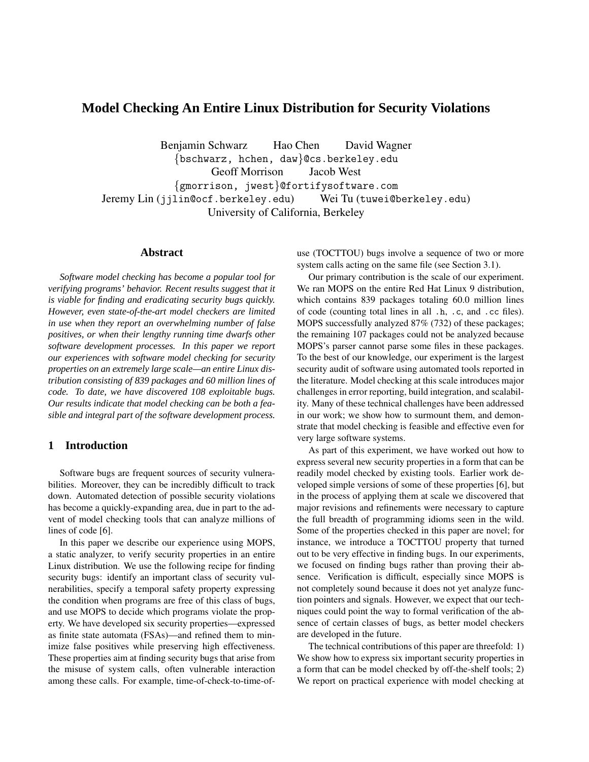# Model Checking An Entire Linux Distribution for Security Violations

Benjamin Schwarz  Hao Chen  David Wagner
{bschwarz, hchen, daw}@cs.berkeley.edu
Geoff Morrison  Jacob West
{gmorrison, jwest}@fortifysoftware.com
Jeremy Lin (jjlin@ocf.berkeley.edu)  Wei Tu (tuwei@berkeley.edu)
University of California, Berkeley

## Abstract

*Software model checking has become a popular tool for verifying programs' behavior. Recent results suggest that it is viable for finding and eradicating security bugs quickly. However, even state-of-the-art model checkers are limited in use when they report an overwhelming number of false positives, or when their lengthy running time dwarfs other software development processes. In this paper we report our experiences with software model checking for security properties on an extremely large scale—an entire Linux distribution consisting of 839 packages and 60 million lines of code. To date, we have discovered 108 exploitable bugs. Our results indicate that model checking can be both a feasible and integral part of the software development process.*

## 1 Introduction

Software bugs are frequent sources of security vulnerabilities. Moreover, they can be incredibly difficult to track down. Automated detection of possible security violations has become a quickly-expanding area, due in part to the advent of model checking tools that can analyze millions of lines of code [6].

In this paper we describe our experience using MOPS, a static analyzer, to verify security properties in an entire Linux distribution. We use the following recipe for finding security bugs: identify an important class of security vulnerabilities, specify a temporal safety property expressing the condition when programs are free of this class of bugs, and use MOPS to decide which programs violate the property. We have developed six security properties—expressed as finite state automata (FSAs)—and refined them to minimize false positives while preserving high effectiveness. These properties aim at finding security bugs that arise from the misuse of system calls, often vulnerable interaction among these calls. For example, time-of-check-to-time-of-use (TOCTTOU) bugs involve a sequence of two or more system calls acting on the same file (see Section 3.1).

Our primary contribution is the scale of our experiment. We ran MOPS on the entire Red Hat Linux 9 distribution, which contains 839 packages totaling 60.0 million lines of code (counting total lines in all .h, .c, and .cc files). MOPS successfully analyzed 87% (732) of these packages; the remaining 107 packages could not be analyzed because MOPS's parser cannot parse some files in these packages. To the best of our knowledge, our experiment is the largest security audit of software using automated tools reported in the literature. Model checking at this scale introduces major challenges in error reporting, build integration, and scalability. Many of these technical challenges have been addressed in our work; we show how to surmount them, and demonstrate that model checking is feasible and effective even for very large software systems.

As part of this experiment, we have worked out how to express several new security properties in a form that can be readily model checked by existing tools. Earlier work developed simple versions of some of these properties [6], but in the process of applying them at scale we discovered that major revisions and refinements were necessary to capture the full breadth of programming idioms seen in the wild. Some of the properties checked in this paper are novel; for instance, we introduce a TOCTTOU property that turned out to be very effective in finding bugs. In our experiments, we focused on finding bugs rather than proving their absence. Verification is difficult, especially since MOPS is not completely sound because it does not yet analyze function pointers and signals. However, we expect that our techniques could point the way to formal verification of the absence of certain classes of bugs, as better model checkers are developed in the future.

The technical contributions of this paper are threefold: 1) We show how to express six important security properties in a form that can be model checked by off-the-shelf tools; 2) We report on practical experience with model checking at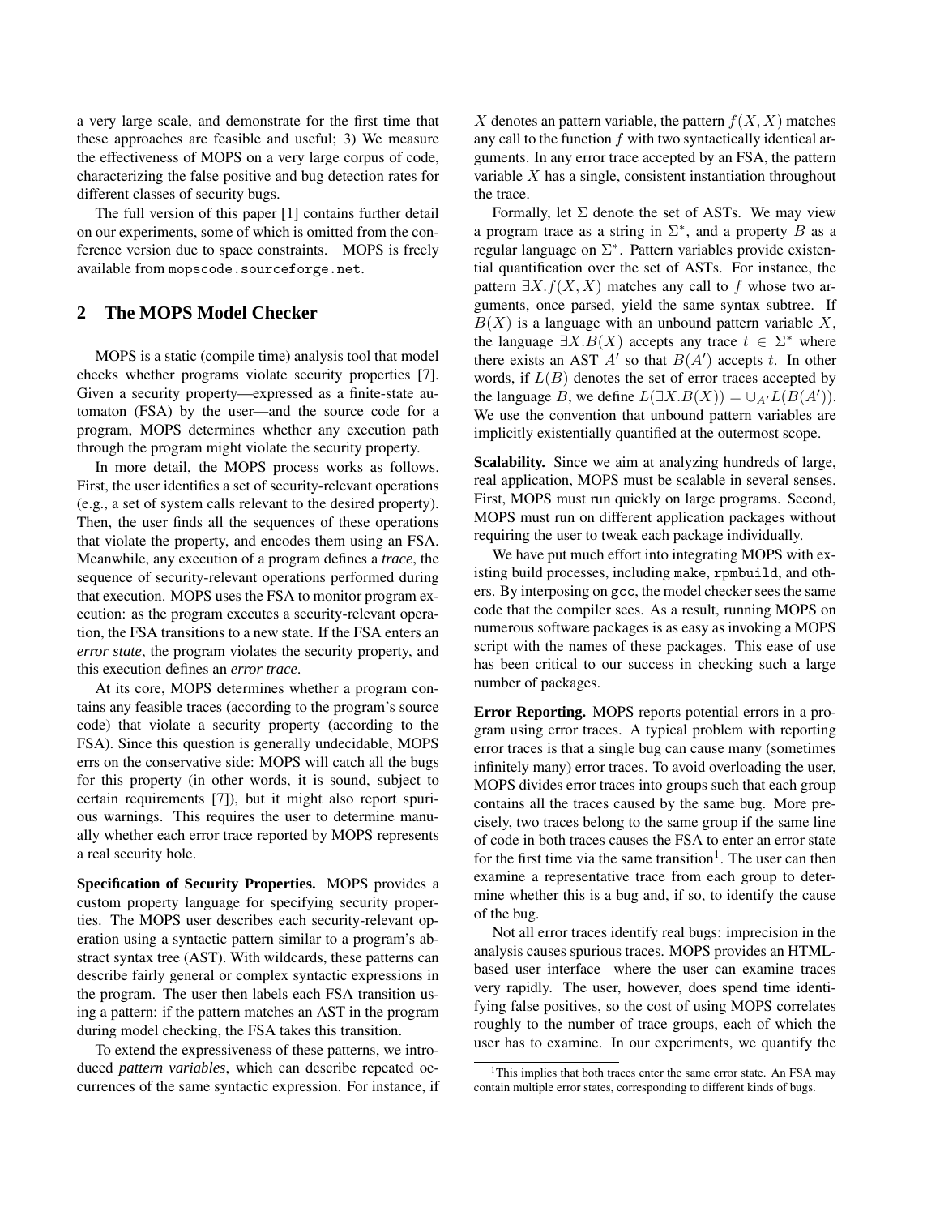a very large scale, and demonstrate for the first time that these approaches are feasible and useful; 3) We measure the effectiveness of MOPS on a very large corpus of code, characterizing the false positive and bug detection rates for different classes of security bugs.

The full version of this paper [1] contains further detail on our experiments, some of which is omitted from the conference version due to space constraints. MOPS is freely available from mopscode.sourceforge.net.

## 2 The MOPS Model Checker

MOPS is a static (compile time) analysis tool that model checks whether programs violate security properties [7]. Given a security property—expressed as a finite-state automaton (FSA) by the user—and the source code for a program, MOPS determines whether any execution path through the program might violate the security property.

In more detail, the MOPS process works as follows. First, the user identifies a set of security-relevant operations (e.g., a set of system calls relevant to the desired property). Then, the user finds all the sequences of these operations that violate the property, and encodes them using an FSA. Meanwhile, any execution of a program defines a *trace*, the sequence of security-relevant operations performed during that execution. MOPS uses the FSA to monitor program execution: as the program executes a security-relevant operation, the FSA transitions to a new state. If the FSA enters an *error state*, the program violates the security property, and this execution defines an *error trace*.

At its core, MOPS determines whether a program contains any feasible traces (according to the program's source code) that violate a security property (according to the FSA). Since this question is generally undecidable, MOPS errs on the conservative side: MOPS will catch all the bugs for this property (in other words, it is sound, subject to certain requirements [7]), but it might also report spurious warnings. This requires the user to determine manually whether each error trace reported by MOPS represents a real security hole.

**Specification of Security Properties.** MOPS provides a custom property language for specifying security properties. The MOPS user describes each security-relevant operation using a syntactic pattern similar to a program's abstract syntax tree (AST). With wildcards, these patterns can describe fairly general or complex syntactic expressions in the program. The user then labels each FSA transition using a pattern: if the pattern matches an AST in the program during model checking, the FSA takes this transition.

To extend the expressiveness of these patterns, we introduced *pattern variables*, which can describe repeated occurrences of the same syntactic expression. For instance, if $X$ denotes an pattern variable, the pattern $f(X, X)$ matches any call to the function $f$ with two syntactically identical arguments. In any error trace accepted by an FSA, the pattern variable $X$ has a single, consistent instantiation throughout the trace.

Formally, let $\Sigma$ denote the set of ASTs. We may view a program trace as a string in $\Sigma^*$, and a property $B$ as a regular language on $\Sigma^*$. Pattern variables provide existential quantification over the set of ASTs. For instance, the pattern $\exists X. f(X, X)$ matches any call to $f$ whose two arguments, once parsed, yield the same syntax subtree. If $B(X)$ is a language with an unbound pattern variable $X$, the language $\exists X.B(X)$ accepts any trace $t \in \Sigma^*$ where there exists an AST $A'$ so that $B(A')$ accepts $t$. In other words, if $L(B)$ denotes the set of error traces accepted by the language $B$, we define $L(\exists X.B(X)) = \cup_{A'} L(B(A'))$. We use the convention that unbound pattern variables are implicitly existentially quantified at the outermost scope.

**Scalability.** Since we aim at analyzing hundreds of large, real application, MOPS must be scalable in several senses. First, MOPS must run quickly on large programs. Second, MOPS must run on different application packages without requiring the user to tweak each package individually.

We have put much effort into integrating MOPS with existing build processes, including make, rpmbuild, and others. By interposing on gcc, the model checker sees the same code that the compiler sees. As a result, running MOPS on numerous software packages is as easy as invoking a MOPS script with the names of these packages. This ease of use has been critical to our success in checking such a large number of packages.

**Error Reporting.** MOPS reports potential errors in a program using error traces. A typical problem with reporting error traces is that a single bug can cause many (sometimes infinitely many) error traces. To avoid overloading the user, MOPS divides error traces into groups such that each group contains all the traces caused by the same bug. More precisely, two traces belong to the same group if the same line of code in both traces causes the FSA to enter an error state for the first time via the same transition[1]. The user can then examine a representative trace from each group to determine whether this is a bug and, if so, to identify the cause of the bug.

Not all error traces identify real bugs: imprecision in the analysis causes spurious traces. MOPS provides an HTML-based user interface where the user can examine traces very rapidly. The user, however, does spend time identifying false positives, so the cost of using MOPS correlates roughly to the number of trace groups, each of which the user has to examine. In our experiments, we quantify the

[1] This implies that both traces enter the same error state. An FSA may contain multiple error states, corresponding to different kinds of bugs.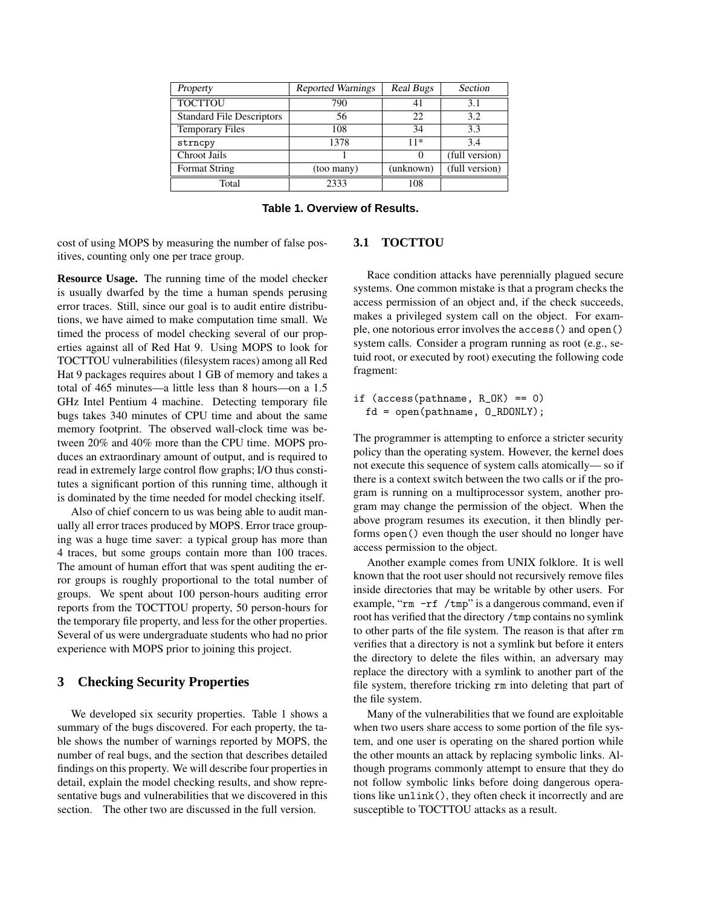| *Property* | *Reported Warnings* | *Real Bugs* | *Section* |
|---|---|---|---|
| TOCTTOU | 790 | 41 | 3.1 |
| Standard File Descriptors | 56 | 22 | 3.2 |
| Temporary Files | 108 | 34 | 3.3 |
| `strncpy` | 1378 | 11* | 3.4 |
| Chroot Jails | 1 | 0 | (full version) |
| Format String | (too many) | (unknown) | (full version) |
| Total | 2333 | 108 | |

**Table 1. Overview of Results.**

cost of using MOPS by measuring the number of false positives, counting only one per trace group.

**Resource Usage.** The running time of the model checker is usually dwarfed by the time a human spends perusing error traces. Still, since our goal is to audit entire distributions, we have aimed to make computation time small. We timed the process of model checking several of our properties against all of Red Hat 9. Using MOPS to look for TOCTTOU vulnerabilities (filesystem races) among all Red Hat 9 packages requires about 1 GB of memory and takes a total of 465 minutes—a little less than 8 hours—on a 1.5 GHz Intel Pentium 4 machine. Detecting temporary file bugs takes 340 minutes of CPU time and about the same memory footprint. The observed wall-clock time was between 20% and 40% more than the CPU time. MOPS produces an extraordinary amount of output, and is required to read in extremely large control flow graphs; I/O thus constitutes a significant portion of this running time, although it is dominated by the time needed for model checking itself.

Also of chief concern to us was being able to audit manually all error traces produced by MOPS. Error trace grouping was a huge time saver: a typical group has more than 4 traces, but some groups contain more than 100 traces. The amount of human effort that was spent auditing the error groups is roughly proportional to the total number of groups. We spent about 100 person-hours auditing error reports from the TOCTTOU property, 50 person-hours for the temporary file property, and less for the other properties. Several of us were undergraduate students who had no prior experience with MOPS prior to joining this project.

## 3 Checking Security Properties

We developed six security properties. Table 1 shows a summary of the bugs discovered. For each property, the table shows the number of warnings reported by MOPS, the number of real bugs, and the section that describes detailed findings on this property. We will describe four properties in detail, explain the model checking results, and show representative bugs and vulnerabilities that we discovered in this section. The other two are discussed in the full version.

### 3.1 TOCTTOU

Race condition attacks have perennially plagued secure systems. One common mistake is that a program checks the access permission of an object and, if the check succeeds, makes a privileged system call on the object. For example, one notorious error involves the `access()` and `open()` system calls. Consider a program running as root (e.g., setuid root, or executed by root) executing the following code fragment:

```
if (access(pathname, R_OK) == 0)
  fd = open(pathname, O_RDONLY);
```

The programmer is attempting to enforce a stricter security policy than the operating system. However, the kernel does not execute this sequence of system calls atomically— so if there is a context switch between the two calls or if the program is running on a multiprocessor system, another program may change the permission of the object. When the above program resumes its execution, it then blindly performs `open()` even though the user should no longer have access permission to the object.

Another example comes from UNIX folklore. It is well known that the root user should not recursively remove files inside directories that may be writable by other users. For example, "`rm -rf /tmp`" is a dangerous command, even if root has verified that the directory `/tmp` contains no symlink to other parts of the file system. The reason is that after `rm` verifies that a directory is not a symlink but before it enters the directory to delete the files within, an adversary may replace the directory with a symlink to another part of the file system, therefore tricking `rm` into deleting that part of the file system.

Many of the vulnerabilities that we found are exploitable when two users share access to some portion of the file system, and one user is operating on the shared portion while the other mounts an attack by replacing symbolic links. Although programs commonly attempt to ensure that they do not follow symbolic links before doing dangerous operations like `unlink()`, they often check it incorrectly and are susceptible to TOCTTOU attacks as a result.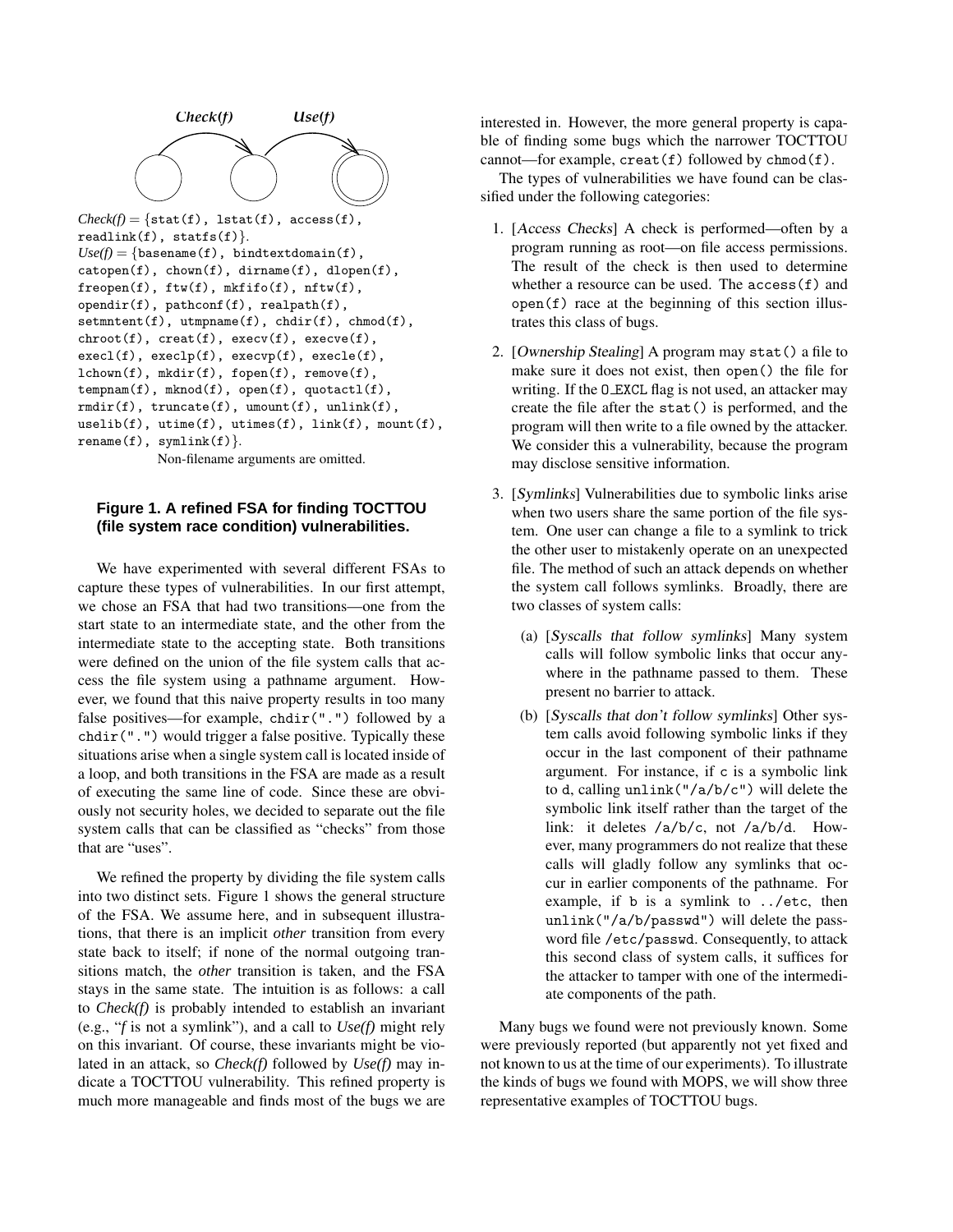Check(f)    Use(f)

*Check(f)* = {`stat(f), lstat(f), access(f), readlink(f), statfs(f)`}.
*Use(f)* = {`basename(f), bindtextdomain(f), catopen(f), chown(f), dirname(f), dlopen(f), freopen(f), ftw(f), mkfifo(f), nftw(f), opendir(f), pathconf(f), realpath(f), setmntent(f), utmpname(f), chdir(f), chmod(f), chroot(f), creat(f), execv(f), execve(f), execl(f), execlp(f), execvp(f), execle(f), lchown(f), mkdir(f), fopen(f), remove(f), tempnam(f), mknod(f), open(f), quotactl(f), rmdir(f), truncate(f), umount(f), unlink(f), uselib(f), utime(f), utimes(f), link(f), mount(f), rename(f), symlink(f)`}.
Non-filename arguments are omitted.

**Figure 1. A refined FSA for finding TOCTTOU (file system race condition) vulnerabilities.**

We have experimented with several different FSAs to capture these types of vulnerabilities. In our first attempt, we chose an FSA that had two transitions—one from the start state to an intermediate state, and the other from the intermediate state to the accepting state. Both transitions were defined on the union of the file system calls that access the file system using a pathname argument. However, we found that this naive property results in too many false positives—for example, `chdir(".")` followed by a `chdir(".")` would trigger a false positive. Typically these situations arise when a single system call is located inside of a loop, and both transitions in the FSA are made as a result of executing the same line of code. Since these are obviously not security holes, we decided to separate out the file system calls that can be classified as "checks" from those that are "uses".

We refined the property by dividing the file system calls into two distinct sets. Figure 1 shows the general structure of the FSA. We assume here, and in subsequent illustrations, that there is an implicit *other* transition from every state back to itself; if none of the normal outgoing transitions match, the *other* transition is taken, and the FSA stays in the same state. The intuition is as follows: a call to *Check(f)* is probably intended to establish an invariant (e.g., "*f* is not a symlink"), and a call to *Use(f)* might rely on this invariant. Of course, these invariants might be violated in an attack, so *Check(f)* followed by *Use(f)* may indicate a TOCTTOU vulnerability. This refined property is much more manageable and finds most of the bugs we are interested in. However, the more general property is capable of finding some bugs which the narrower TOCTTOU cannot—for example, `creat(f)` followed by `chmod(f)`.

The types of vulnerabilities we have found can be classified under the following categories:

1. [*Access Checks*] A check is performed—often by a program running as root—on file access permissions. The result of the check is then used to determine whether a resource can be used. The `access(f)` and `open(f)` race at the beginning of this section illustrates this class of bugs.

2. [*Ownership Stealing*] A program may `stat()` a file to make sure it does not exist, then `open()` the file for writing. If the `O_EXCL` flag is not used, an attacker may create the file after the `stat()` is performed, and the program will then write to a file owned by the attacker. We consider this a vulnerability, because the program may disclose sensitive information.

3. [*Symlinks*] Vulnerabilities due to symbolic links arise when two users share the same portion of the file system. One user can change a file to a symlink to trick the other user to mistakenly operate on an unexpected file. The method of such an attack depends on whether the system call follows symlinks. Broadly, there are two classes of system calls:

   (a) [*Syscalls that follow symlinks*] Many system calls will follow symbolic links that occur anywhere in the pathname passed to them. These present no barrier to attack.

   (b) [*Syscalls that don't follow symlinks*] Other system calls avoid following symbolic links if they occur in the last component of their pathname argument. For instance, if `c` is a symbolic link to `d`, calling `unlink("/a/b/c")` will delete the symbolic link itself rather than the target of the link: it deletes `/a/b/c`, not `/a/b/d`. However, many programmers do not realize that these calls will gladly follow any symlinks that occur in earlier components of the pathname. For example, if `b` is a symlink to `../etc`, then `unlink("/a/b/passwd")` will delete the password file `/etc/passwd`. Consequently, to attack this second class of system calls, it suffices for the attacker to tamper with one of the intermediate components of the path.

Many bugs we found were not previously known. Some were previously reported (but apparently not yet fixed and not known to us at the time of our experiments). To illustrate the kinds of bugs we found with MOPS, we will show three representative examples of TOCTTOU bugs.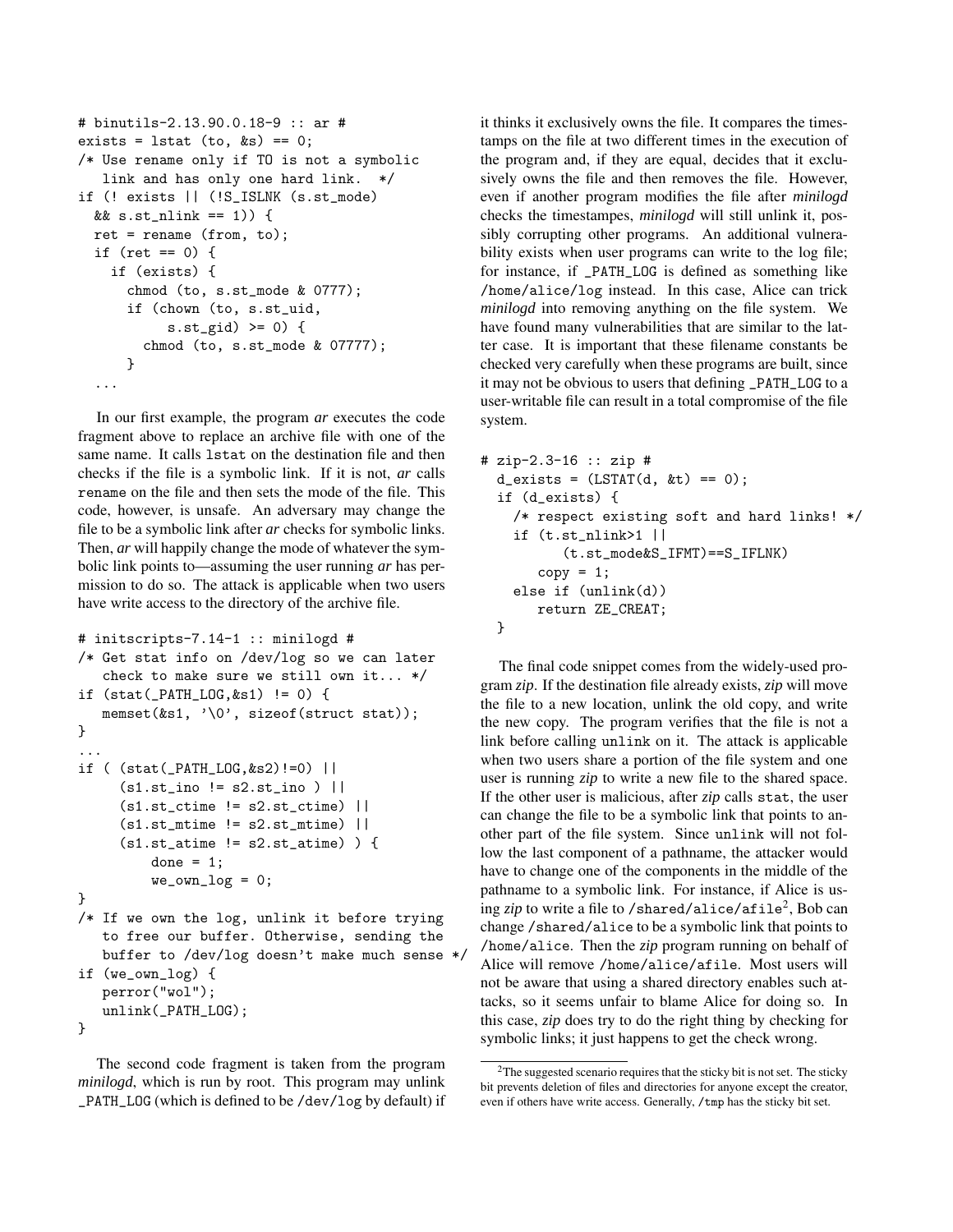```
# binutils-2.13.90.0.18-9 :: ar #
exists = lstat (to, &s) == 0;
/* Use rename only if TO is not a symbolic
   link and has only one hard link.  */
if (! exists || (!S_ISLNK (s.st_mode)
  && s.st_nlink == 1)) {
  ret = rename (from, to);
  if (ret == 0) {
    if (exists) {
      chmod (to, s.st_mode & 0777);
      if (chown (to, s.st_uid,
           s.st_gid) >= 0) {
        chmod (to, s.st_mode & 07777);
      }
  ...
```

In our first example, the program *ar* executes the code fragment above to replace an archive file with one of the same name. It calls `lstat` on the destination file and then checks if the file is a symbolic link. If it is not, *ar* calls `rename` on the file and then sets the mode of the file. This code, however, is unsafe. An adversary may change the file to be a symbolic link after *ar* checks for symbolic links. Then, *ar* will happily change the mode of whatever the symbolic link points to—assuming the user running *ar* has permission to do so. The attack is applicable when two users have write access to the directory of the archive file.

```
# initscripts-7.14-1 :: minilogd #
/* Get stat info on /dev/log so we can later
   check to make sure we still own it... */
if (stat(_PATH_LOG,&s1) != 0) {
   memset(&s1, '\0', sizeof(struct stat));
}
...
if ( (stat(_PATH_LOG,&s2)!=0) ||
     (s1.st_ino != s2.st_ino ) ||
     (s1.st_ctime != s2.st_ctime) ||
     (s1.st_mtime != s2.st_mtime) ||
     (s1.st_atime != s2.st_atime) ) {
         done = 1;
         we_own_log = 0;
}
/* If we own the log, unlink it before trying
   to free our buffer. Otherwise, sending the
   buffer to /dev/log doesn't make much sense */
if (we_own_log) {
   perror("wol");
   unlink(_PATH_LOG);
}
```

The second code fragment is taken from the program *minilogd*, which is run by root. This program may unlink `_PATH_LOG` (which is defined to be `/dev/log` by default) if it thinks it exclusively owns the file. It compares the timestamps on the file at two different times in the execution of the program and, if they are equal, decides that it exclusively owns the file and then removes the file. However, even if another program modifies the file after *minilogd* checks the timestampes, *minilogd* will still unlink it, possibly corrupting other programs. An additional vulnerability exists when user programs can write to the log file; for instance, if `_PATH_LOG` is defined as something like `/home/alice/log` instead. In this case, Alice can trick *minilogd* into removing anything on the file system. We have found many vulnerabilities that are similar to the latter case. It is important that these filename constants be checked very carefully when these programs are built, since it may not be obvious to users that defining `_PATH_LOG` to a user-writable file can result in a total compromise of the file system.

```
# zip-2.3-16 :: zip #
  d_exists = (LSTAT(d, &t) == 0);
  if (d_exists) {
    /* respect existing soft and hard links! */
    if (t.st_nlink>1 ||
          (t.st_mode&S_IFMT)==S_IFLNK)
       copy = 1;
    else if (unlink(d))
       return ZE_CREAT;
  }
```

The final code snippet comes from the widely-used program *zip*. If the destination file already exists, *zip* will move the file to a new location, unlink the old copy, and write the new copy. The program verifies that the file is not a link before calling `unlink` on it. The attack is applicable when two users share a portion of the file system and one user is running *zip* to write a new file to the shared space. If the other user is malicious, after *zip* calls `stat`, the user can change the file to be a symbolic link that points to another part of the file system. Since `unlink` will not follow the last component of a pathname, the attacker would have to change one of the components in the middle of the pathname to a symbolic link. For instance, if Alice is using *zip* to write a file to `/shared/alice/afile`[2], Bob can change `/shared/alice` to be a symbolic link that points to `/home/alice`. Then the *zip* program running on behalf of Alice will remove `/home/alice/afile`. Most users will not be aware that using a shared directory enables such attacks, so it seems unfair to blame Alice for doing so. In this case, *zip* does try to do the right thing by checking for symbolic links; it just happens to get the check wrong.

[2] The suggested scenario requires that the sticky bit is not set. The sticky bit prevents deletion of files and directories for anyone except the creator, even if others have write access. Generally, `/tmp` has the sticky bit set.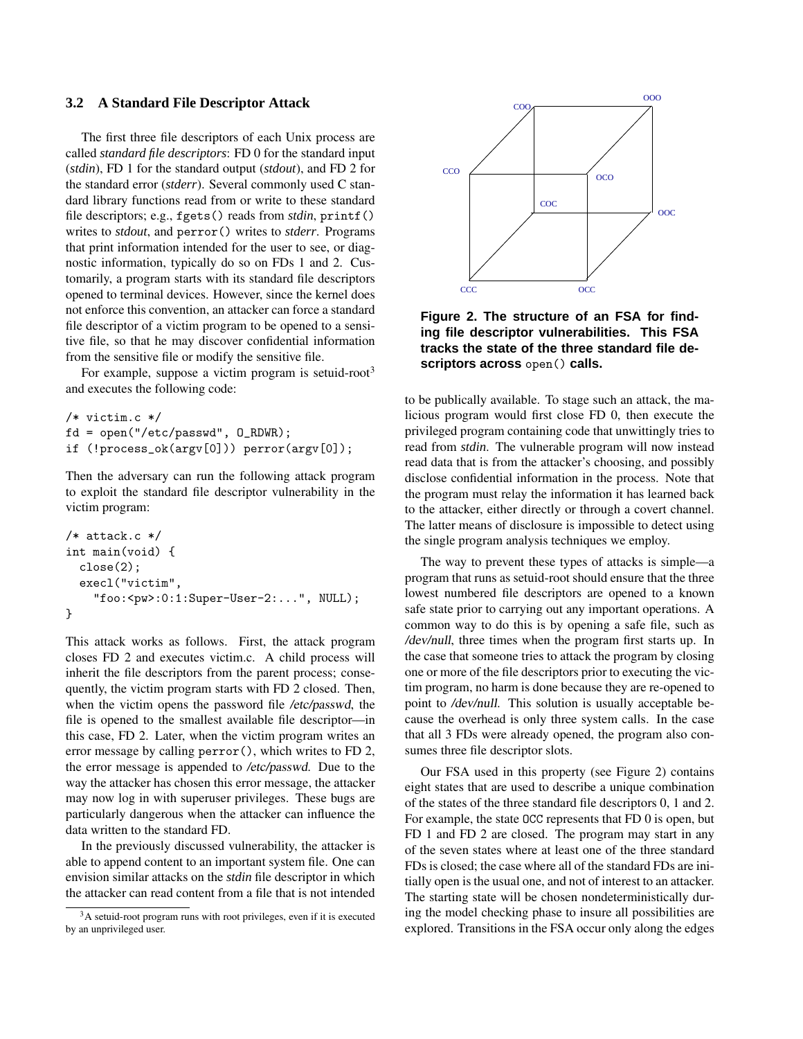### 3.2 A Standard File Descriptor Attack

The first three file descriptors of each Unix process are called *standard file descriptors*: FD 0 for the standard input (*stdin*), FD 1 for the standard output (*stdout*), and FD 2 for the standard error (*stderr*). Several commonly used C standard library functions read from or write to these standard file descriptors; e.g., `fgets()` reads from *stdin*, `printf()` writes to *stdout*, and `perror()` writes to *stderr*. Programs that print information intended for the user to see, or diagnostic information, typically do so on FDs 1 and 2. Customarily, a program starts with its standard file descriptors opened to terminal devices. However, since the kernel does not enforce this convention, an attacker can force a standard file descriptor of a victim program to be opened to a sensitive file, so that he may discover confidential information from the sensitive file or modify the sensitive file.

For example, suppose a victim program is setuid-root[3] and executes the following code:

```
/* victim.c */
fd = open("/etc/passwd", O_RDWR);
if (!process_ok(argv[0])) perror(argv[0]);
```

Then the adversary can run the following attack program to exploit the standard file descriptor vulnerability in the victim program:

```
/* attack.c */
int main(void) {
  close(2);
  execl("victim",
    "foo:<pw>:0:1:Super-User-2:...", NULL);
}
```

This attack works as follows. First, the attack program closes FD 2 and executes victim.c. A child process will inherit the file descriptors from the parent process; consequently, the victim program starts with FD 2 closed. Then, when the victim opens the password file */etc/passwd*, the file is opened to the smallest available file descriptor—in this case, FD 2. Later, when the victim program writes an error message by calling `perror()`, which writes to FD 2, the error message is appended to */etc/passwd*. Due to the way the attacker has chosen this error message, the attacker may now log in with superuser privileges. These bugs are particularly dangerous when the attacker can influence the data written to the standard FD.

In the previously discussed vulnerability, the attacker is able to append content to an important system file. One can envision similar attacks on the *stdin* file descriptor in which the attacker can read content from a file that is not intended to be publically available. To stage such an attack, the malicious program would first close FD 0, then execute the privileged program containing code that unwittingly tries to read from *stdin*. The vulnerable program will now instead read data that is from the attacker's choosing, and possibly disclose confidential information in the process. Note that the program must relay the information it has learned back to the attacker, either directly or through a covert channel. The latter means of disclosure is impossible to detect using the single program analysis techniques we employ.

[3] A setuid-root program runs with root privileges, even if it is executed by an unprivileged user.

COO
OOO
CCO
OCO
COC
OOC
CCC
OCC

**Figure 2. The structure of an FSA for finding file descriptor vulnerabilities. This FSA tracks the state of the three standard file descriptors across `open()` calls.**

The way to prevent these types of attacks is simple—a program that runs as setuid-root should ensure that the three lowest numbered file descriptors are opened to a known safe state prior to carrying out any important operations. A common way to do this is by opening a safe file, such as */dev/null*, three times when the program first starts up. In the case that someone tries to attack the program by closing one or more of the file descriptors prior to executing the victim program, no harm is done because they are re-opened to point to */dev/null*. This solution is usually acceptable because the overhead is only three system calls. In the case that all 3 FDs were already opened, the program also consumes three file descriptor slots.

Our FSA used in this property (see Figure 2) contains eight states that are used to describe a unique combination of the states of the three standard file descriptors 0, 1 and 2. For example, the state `OCC` represents that FD 0 is open, but FD 1 and FD 2 are closed. The program may start in any of the seven states where at least one of the three standard FDs is closed; the case where all of the standard FDs are initially open is the usual one, and not of interest to an attacker. The starting state will be chosen nondeterministically during the model checking phase to insure all possibilities are explored. Transitions in the FSA occur only along the edges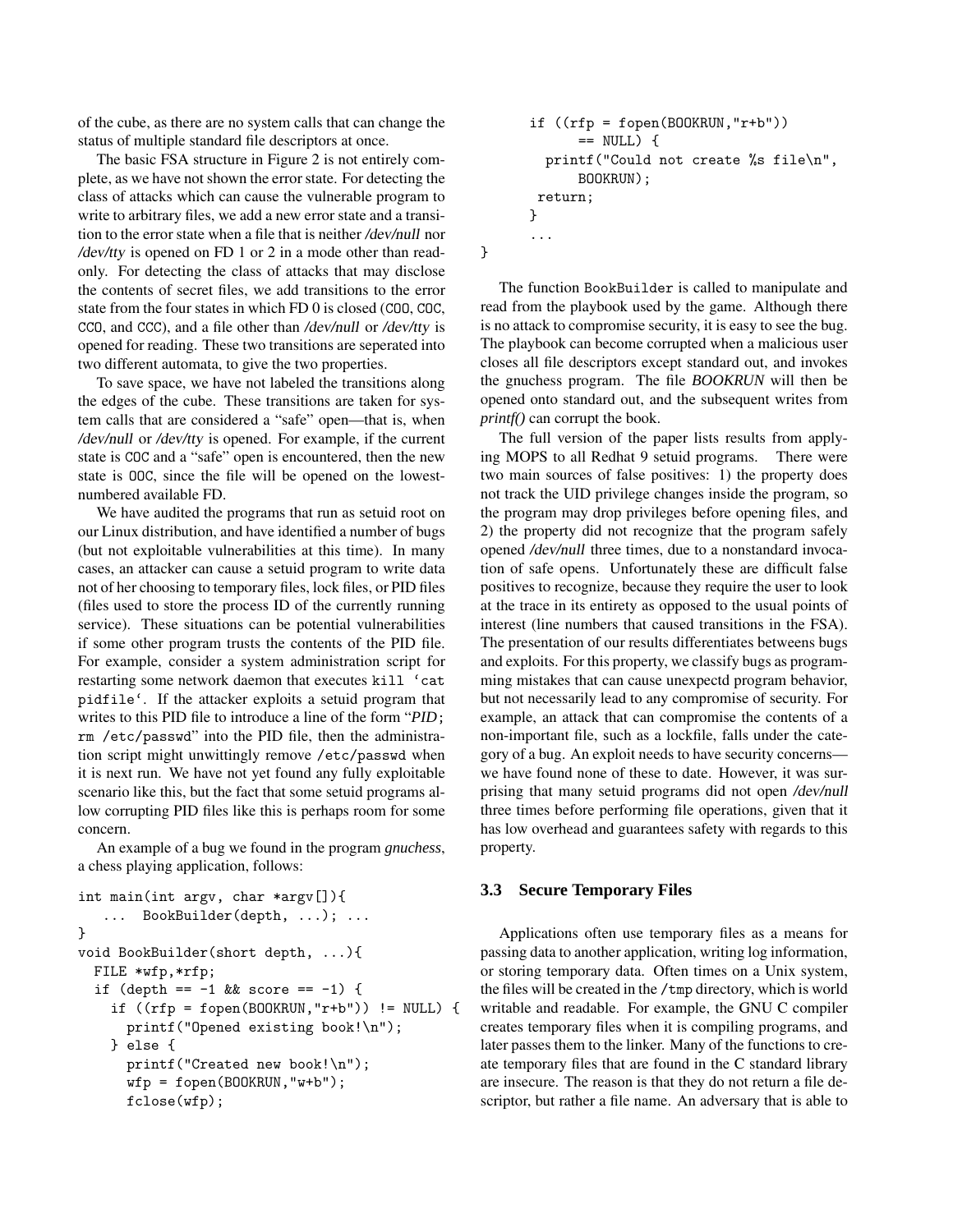of the cube, as there are no system calls that can change the status of multiple standard file descriptors at once.

The basic FSA structure in Figure 2 is not entirely complete, as we have not shown the error state. For detecting the class of attacks which can cause the vulnerable program to write to arbitrary files, we add a new error state and a transition to the error state when a file that is neither */dev/null* nor */dev/tty* is opened on FD 1 or 2 in a mode other than read-only. For detecting the class of attacks that may disclose the contents of secret files, we add transitions to the error state from the four states in which FD 0 is closed (COO, COC, CCO, and CCC), and a file other than */dev/null* or */dev/tty* is opened for reading. These two transitions are seperated into two different automata, to give the two properties.

To save space, we have not labeled the transitions along the edges of the cube. These transitions are taken for system calls that are considered a "safe" open—that is, when */dev/null* or */dev/tty* is opened. For example, if the current state is COC and a "safe" open is encountered, then the new state is OOC, since the file will be opened on the lowest-numbered available FD.

We have audited the programs that run as setuid root on our Linux distribution, and have identified a number of bugs (but not exploitable vulnerabilities at this time). In many cases, an attacker can cause a setuid program to write data not of her choosing to temporary files, lock files, or PID files (files used to store the process ID of the currently running service). These situations can be potential vulnerabilities if some other program trusts the contents of the PID file. For example, consider a system administration script for restarting some network daemon that executes `kill 'cat pidfile'`. If the attacker exploits a setuid program that writes to this PID file to introduce a line of the form "*PID*; `rm /etc/passwd`" into the PID file, then the administration script might unwittingly remove `/etc/passwd` when it is next run. We have not yet found any fully exploitable scenario like this, but the fact that some setuid programs allow corrupting PID files like this is perhaps room for some concern.

An example of a bug we found in the program *gnuchess*, a chess playing application, follows:

```
int main(int argv, char *argv[]){
   ...  BookBuilder(depth, ...); ...
}
void BookBuilder(short depth, ...){
  FILE *wfp,*rfp;
  if (depth == -1 && score == -1) {
    if ((rfp = fopen(BOOKRUN,"r+b")) != NULL) {
      printf("Opened existing book!\n");
    } else {
      printf("Created new book!\n");
      wfp = fopen(BOOKRUN,"w+b");
      fclose(wfp);
      if ((rfp = fopen(BOOKRUN,"r+b"))
           == NULL) {
        printf("Could not create %s file\n",
            BOOKRUN);
       return;
      }
      ...
}
```

The function `BookBuilder` is called to manipulate and read from the playbook used by the game. Although there is no attack to compromise security, it is easy to see the bug. The playbook can become corrupted when a malicious user closes all file descriptors except standard out, and invokes the gnuchess program. The file *BOOKRUN* will then be opened onto standard out, and the subsequent writes from *printf()* can corrupt the book.

The full version of the paper lists results from applying MOPS to all Redhat 9 setuid programs. There were two main sources of false positives: 1) the property does not track the UID privilege changes inside the program, so the program may drop privileges before opening files, and 2) the property did not recognize that the program safely opened */dev/null* three times, due to a nonstandard invocation of safe opens. Unfortunately these are difficult false positives to recognize, because they require the user to look at the trace in its entirety as opposed to the usual points of interest (line numbers that caused transitions in the FSA). The presentation of our results differentiates betweens bugs and exploits. For this property, we classify bugs as programming mistakes that can cause unexpectd program behavior, but not necessarily lead to any compromise of security. For example, an attack that can compromise the contents of a non-important file, such as a lockfile, falls under the category of a bug. An exploit needs to have security concerns—we have found none of these to date. However, it was surprising that many setuid programs did not open */dev/null* three times before performing file operations, given that it has low overhead and guarantees safety with regards to this property.

### 3.3 Secure Temporary Files

Applications often use temporary files as a means for passing data to another application, writing log information, or storing temporary data. Often times on a Unix system, the files will be created in the `/tmp` directory, which is world writable and readable. For example, the GNU C compiler creates temporary files when it is compiling programs, and later passes them to the linker. Many of the functions to create temporary files that are found in the C standard library are insecure. The reason is that they do not return a file descriptor, but rather a file name. An adversary that is able to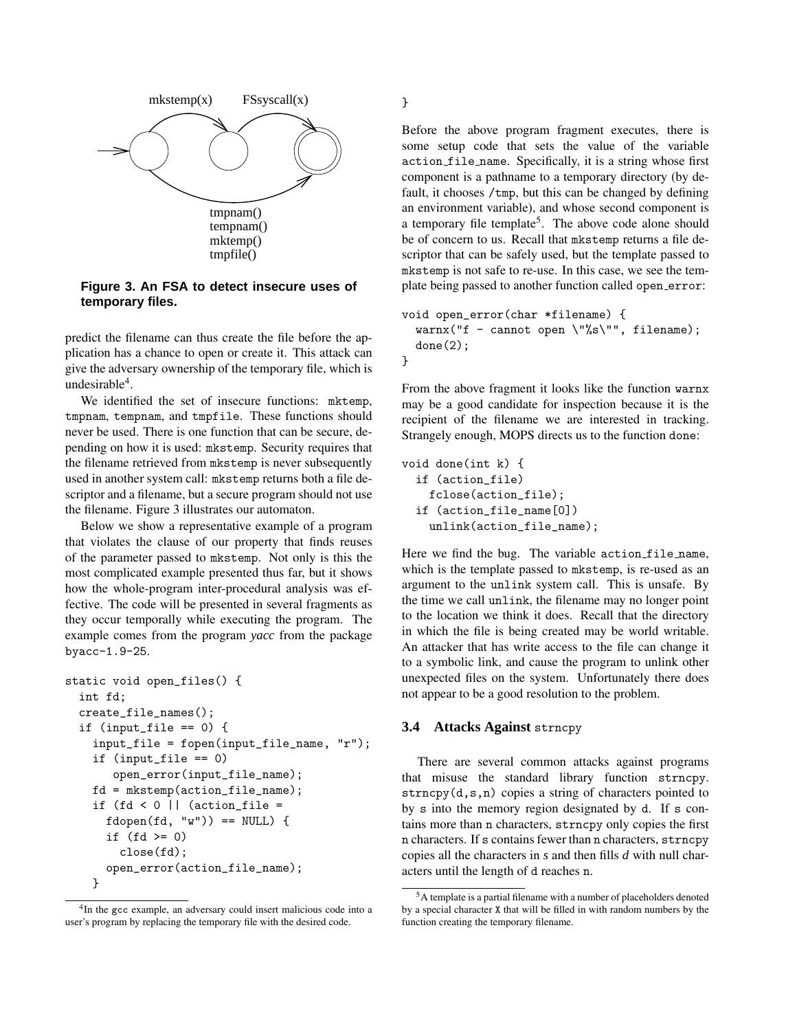**Figure 3. An FSA to detect insecure uses of temporary files.**

predict the filename can thus create the file before the application has a chance to open or create it. This attack can give the adversary ownership of the temporary file, which is undesirable[4].

We identified the set of insecure functions: mktemp, tmpnam, tempnam, and tmpfile. These functions should never be used. There is one function that can be secure, depending on how it is used: mkstemp. Security requires that the filename retrieved from mkstemp is never subsequently used in another system call: mkstemp returns both a file descriptor and a filename, but a secure program should not use the filename. Figure 3 illustrates our automaton.

Below we show a representative example of a program that violates the clause of our property that finds reuses of the parameter passed to mkstemp. Not only is this the most complicated example presented thus far, but it shows how the whole-program inter-procedural analysis was effective. The code will be presented in several fragments as they occur temporally while executing the program. The example comes from the program *yacc* from the package byacc-1.9-25.

```
static void open_files() {
  int fd;
  create_file_names();
  if (input_file == 0) {
    input_file = fopen(input_file_name, "r");
    if (input_file == 0)
       open_error(input_file_name);
    fd = mkstemp(action_file_name);
    if (fd < 0 || (action_file =
      fdopen(fd, "w")) == NULL) {
      if (fd >= 0)
        close(fd);
      open_error(action_file_name);
    }
}
```

Before the above program fragment executes, there is some setup code that sets the value of the variable action_file_name. Specifically, it is a string whose first component is a pathname to a temporary directory (by default, it chooses /tmp, but this can be changed by defining an environment variable), and whose second component is a temporary file template[5]. The above code alone should be of concern to us. Recall that mkstemp returns a file descriptor that can be safely used, but the template passed to mkstemp is not safe to re-use. In this case, we see the template being passed to another function called open_error:

```
void open_error(char *filename) {
  warnx("f - cannot open \"%s\"", filename);
  done(2);
}
```

From the above fragment it looks like the function warnx may be a good candidate for inspection because it is the recipient of the filename we are interested in tracking. Strangely enough, MOPS directs us to the function done:

```
void done(int k) {
  if (action_file)
    fclose(action_file);
  if (action_file_name[0])
    unlink(action_file_name);
```

Here we find the bug. The variable action_file_name, which is the template passed to mkstemp, is re-used as an argument to the unlink system call. This is unsafe. By the time we call unlink, the filename may no longer point to the location we think it does. Recall that the directory in which the file is being created may be world writable. An attacker that has write access to the file can change it to a symbolic link, and cause the program to unlink other unexpected files on the system. Unfortunately there does not appear to be a good resolution to the problem.

### 3.4 Attacks Against strncpy

There are several common attacks against programs that misuse the standard library function strncpy. strncpy(d,s,n) copies a string of characters pointed to by s into the memory region designated by d. If s contains more than n characters, strncpy only copies the first n characters. If s contains fewer than n characters, strncpy copies all the characters in *s* and then fills *d* with null characters until the length of d reaches n.

[4]In the gcc example, an adversary could insert malicious code into a user's program by replacing the temporary file with the desired code.

[5]A template is a partial filename with a number of placeholders denoted by a special character X that will be filled in with random numbers by the function creating the temporary filename.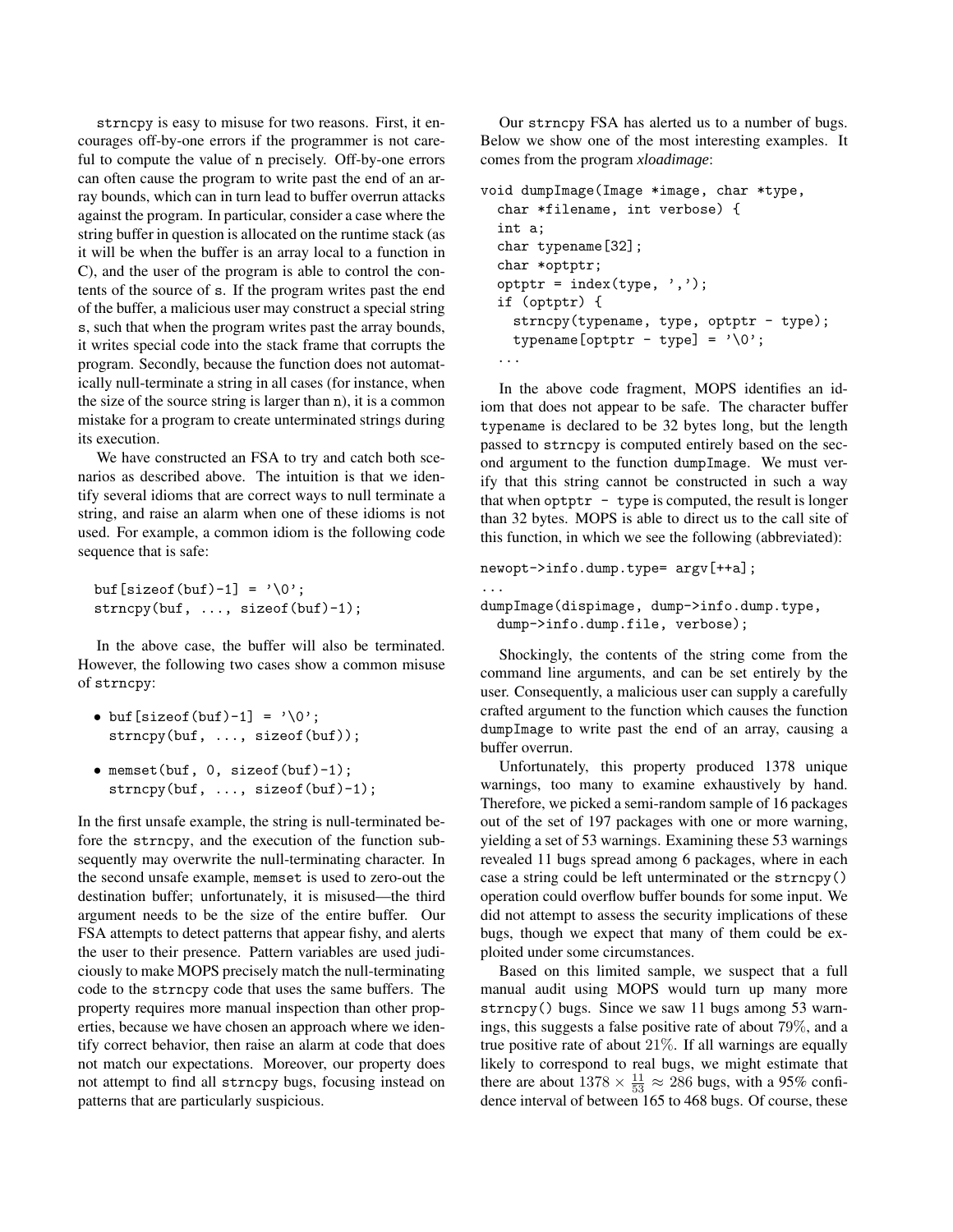strncpy is easy to misuse for two reasons. First, it encourages off-by-one errors if the programmer is not careful to compute the value of n precisely. Off-by-one errors can often cause the program to write past the end of an array bounds, which can in turn lead to buffer overrun attacks against the program. In particular, consider a case where the string buffer in question is allocated on the runtime stack (as it will be when the buffer is an array local to a function in C), and the user of the program is able to control the contents of the source of s. If the program writes past the end of the buffer, a malicious user may construct a special string s, such that when the program writes past the array bounds, it writes special code into the stack frame that corrupts the program. Secondly, because the function does not automatically null-terminate a string in all cases (for instance, when the size of the source string is larger than n), it is a common mistake for a program to create unterminated strings during its execution.

We have constructed an FSA to try and catch both scenarios as described above. The intuition is that we identify several idioms that are correct ways to null terminate a string, and raise an alarm when one of these idioms is not used. For example, a common idiom is the following code sequence that is safe:

```
buf[sizeof(buf)-1] = '\0';
strncpy(buf, ..., sizeof(buf)-1);
```

In the above case, the buffer will also be terminated. However, the following two cases show a common misuse of strncpy:

- ```
  buf[sizeof(buf)-1] = '\0';
  strncpy(buf, ..., sizeof(buf));
  ```
- ```
  memset(buf, 0, sizeof(buf)-1);
  strncpy(buf, ..., sizeof(buf)-1);
  ```

In the first unsafe example, the string is null-terminated before the strncpy, and the execution of the function subsequently may overwrite the null-terminating character. In the second unsafe example, memset is used to zero-out the destination buffer; unfortunately, it is misused—the third argument needs to be the size of the entire buffer. Our FSA attempts to detect patterns that appear fishy, and alerts the user to their presence. Pattern variables are used judiciously to make MOPS precisely match the null-terminating code to the strncpy code that uses the same buffers. The property requires more manual inspection than other properties, because we have chosen an approach where we identify correct behavior, then raise an alarm at code that does not match our expectations. Moreover, our property does not attempt to find all strncpy bugs, focusing instead on patterns that are particularly suspicious.

Our strncpy FSA has alerted us to a number of bugs. Below we show one of the most interesting examples. It comes from the program *xloadimage*:

```
void dumpImage(Image *image, char *type,
  char *filename, int verbose) {
  int a;
  char typename[32];
  char *optptr;
  optptr = index(type, ',');
  if (optptr) {
    strncpy(typename, type, optptr - type);
    typename[optptr - type] = '\0';
  ...
```

In the above code fragment, MOPS identifies an idiom that does not appear to be safe. The character buffer typename is declared to be 32 bytes long, but the length passed to strncpy is computed entirely based on the second argument to the function dumpImage. We must verify that this string cannot be constructed in such a way that when optptr - type is computed, the result is longer than 32 bytes. MOPS is able to direct us to the call site of this function, in which we see the following (abbreviated):

```
newopt->info.dump.type= argv[++a];
...
dumpImage(dispimage, dump->info.dump.type,
  dump->info.dump.file, verbose);
```

Shockingly, the contents of the string come from the command line arguments, and can be set entirely by the user. Consequently, a malicious user can supply a carefully crafted argument to the function which causes the function dumpImage to write past the end of an array, causing a buffer overrun.

Unfortunately, this property produced 1378 unique warnings, too many to examine exhaustively by hand. Therefore, we picked a semi-random sample of 16 packages out of the set of 197 packages with one or more warning, yielding a set of 53 warnings. Examining these 53 warnings revealed 11 bugs spread among 6 packages, where in each case a string could be left unterminated or the strncpy() operation could overflow buffer bounds for some input. We did not attempt to assess the security implications of these bugs, though we expect that many of them could be exploited under some circumstances.

Based on this limited sample, we suspect that a full manual audit using MOPS would turn up many more strncpy() bugs. Since we saw 11 bugs among 53 warnings, this suggests a false positive rate of about 79%, and a true positive rate of about 21%. If all warnings are equally likely to correspond to real bugs, we might estimate that there are about $1378 \times \frac{11}{53} \approx 286$ bugs, with a 95% confidence interval of between 165 to 468 bugs. Of course, these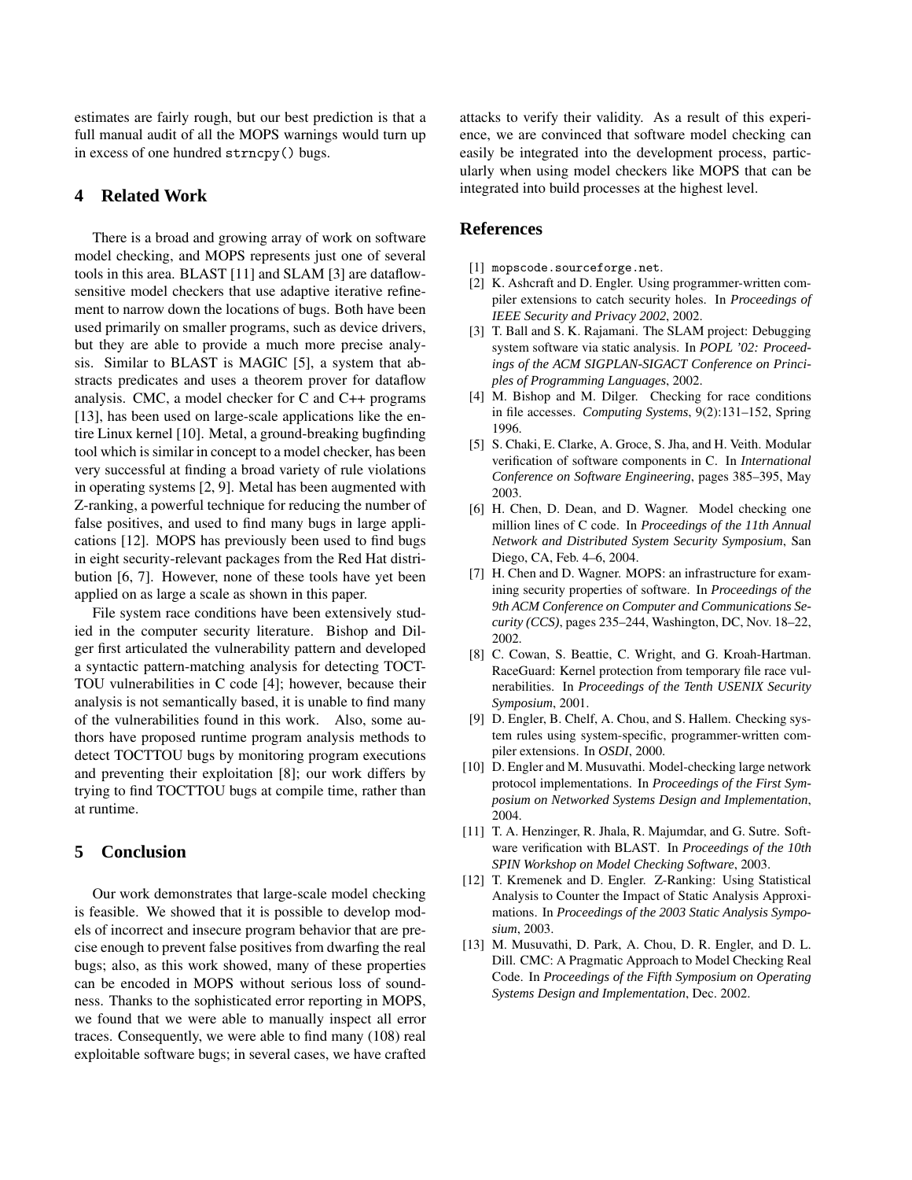estimates are fairly rough, but our best prediction is that a full manual audit of all the MOPS warnings would turn up in excess of one hundred `strncpy()` bugs.

## 4 Related Work

There is a broad and growing array of work on software model checking, and MOPS represents just one of several tools in this area. BLAST [11] and SLAM [3] are dataflow-sensitive model checkers that use adaptive iterative refinement to narrow down the locations of bugs. Both have been used primarily on smaller programs, such as device drivers, but they are able to provide a much more precise analysis. Similar to BLAST is MAGIC [5], a system that abstracts predicates and uses a theorem prover for dataflow analysis. CMC, a model checker for C and C++ programs [13], has been used on large-scale applications like the entire Linux kernel [10]. Metal, a ground-breaking bugfinding tool which is similar in concept to a model checker, has been very successful at finding a broad variety of rule violations in operating systems [2, 9]. Metal has been augmented with Z-ranking, a powerful technique for reducing the number of false positives, and used to find many bugs in large applications [12]. MOPS has previously been used to find bugs in eight security-relevant packages from the Red Hat distribution [6, 7]. However, none of these tools have yet been applied on as large a scale as shown in this paper.

File system race conditions have been extensively studied in the computer security literature. Bishop and Dilger first articulated the vulnerability pattern and developed a syntactic pattern-matching analysis for detecting TOCTTOU vulnerabilities in C code [4]; however, because their analysis is not semantically based, it is unable to find many of the vulnerabilities found in this work. Also, some authors have proposed runtime program analysis methods to detect TOCTTOU bugs by monitoring program executions and preventing their exploitation [8]; our work differs by trying to find TOCTTOU bugs at compile time, rather than at runtime.

## 5 Conclusion

Our work demonstrates that large-scale model checking is feasible. We showed that it is possible to develop models of incorrect and insecure program behavior that are precise enough to prevent false positives from dwarfing the real bugs; also, as this work showed, many of these properties can be encoded in MOPS without serious loss of soundness. Thanks to the sophisticated error reporting in MOPS, we found that we were able to manually inspect all error traces. Consequently, we were able to find many (108) real exploitable software bugs; in several cases, we have crafted attacks to verify their validity. As a result of this experience, we are convinced that software model checking can easily be integrated into the development process, particularly when using model checkers like MOPS that can be integrated into build processes at the highest level.

## References

[1] `mopscode.sourceforge.net`.

[2] K. Ashcraft and D. Engler. Using programmer-written compiler extensions to catch security holes. In *Proceedings of IEEE Security and Privacy 2002*, 2002.

[3] T. Ball and S. K. Rajamani. The SLAM project: Debugging system software via static analysis. In *POPL '02: Proceedings of the ACM SIGPLAN-SIGACT Conference on Principles of Programming Languages*, 2002.

[4] M. Bishop and M. Dilger. Checking for race conditions in file accesses. *Computing Systems*, 9(2):131–152, Spring 1996.

[5] S. Chaki, E. Clarke, A. Groce, S. Jha, and H. Veith. Modular verification of software components in C. In *International Conference on Software Engineering*, pages 385–395, May 2003.

[6] H. Chen, D. Dean, and D. Wagner. Model checking one million lines of C code. In *Proceedings of the 11th Annual Network and Distributed System Security Symposium*, San Diego, CA, Feb. 4–6, 2004.

[7] H. Chen and D. Wagner. MOPS: an infrastructure for examining security properties of software. In *Proceedings of the 9th ACM Conference on Computer and Communications Security (CCS)*, pages 235–244, Washington, DC, Nov. 18–22, 2002.

[8] C. Cowan, S. Beattie, C. Wright, and G. Kroah-Hartman. RaceGuard: Kernel protection from temporary file race vulnerabilities. In *Proceedings of the Tenth USENIX Security Symposium*, 2001.

[9] D. Engler, B. Chelf, A. Chou, and S. Hallem. Checking system rules using system-specific, programmer-written compiler extensions. In *OSDI*, 2000.

[10] D. Engler and M. Musuvathi. Model-checking large network protocol implementations. In *Proceedings of the First Symposium on Networked Systems Design and Implementation*, 2004.

[11] T. A. Henzinger, R. Jhala, R. Majumdar, and G. Sutre. Software verification with BLAST. In *Proceedings of the 10th SPIN Workshop on Model Checking Software*, 2003.

[12] T. Kremenek and D. Engler. Z-Ranking: Using Statistical Analysis to Counter the Impact of Static Analysis Approximations. In *Proceedings of the 2003 Static Analysis Symposium*, 2003.

[13] M. Musuvathi, D. Park, A. Chou, D. R. Engler, and D. L. Dill. CMC: A Pragmatic Approach to Model Checking Real Code. In *Proceedings of the Fifth Symposium on Operating Systems Design and Implementation*, Dec. 2002.